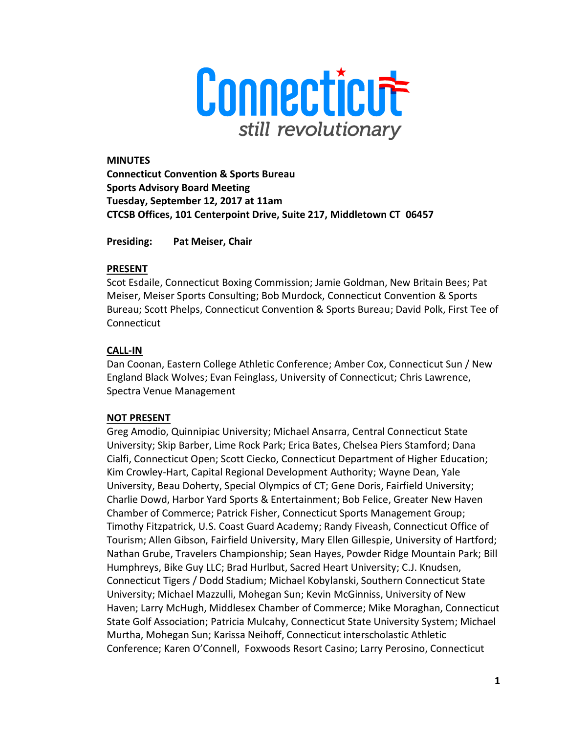Connecticut

*still revolutionary*

**MINUTES**
**Connecticut Convention & Sports Bureau**
**Sports Advisory Board Meeting**
**Tuesday, September 12, 2017 at 11am**
**CTCSB Offices, 101 Centerpoint Drive, Suite 217, Middletown CT 06457**

**Presiding: Pat Meiser, Chair**

**PRESENT**

Scot Esdaile, Connecticut Boxing Commission; Jamie Goldman, New Britain Bees; Pat Meiser, Meiser Sports Consulting; Bob Murdock, Connecticut Convention & Sports Bureau; Scott Phelps, Connecticut Convention & Sports Bureau; David Polk, First Tee of Connecticut

**CALL-IN**

Dan Coonan, Eastern College Athletic Conference; Amber Cox, Connecticut Sun / New England Black Wolves; Evan Feinglass, University of Connecticut; Chris Lawrence, Spectra Venue Management

**NOT PRESENT**

Greg Amodio, Quinnipiac University; Michael Ansarra, Central Connecticut State University; Skip Barber, Lime Rock Park; Erica Bates, Chelsea Piers Stamford; Dana Cialfi, Connecticut Open; Scott Ciecko, Connecticut Department of Higher Education; Kim Crowley-Hart, Capital Regional Development Authority; Wayne Dean, Yale University, Beau Doherty, Special Olympics of CT; Gene Doris, Fairfield University; Charlie Dowd, Harbor Yard Sports & Entertainment; Bob Felice, Greater New Haven Chamber of Commerce; Patrick Fisher, Connecticut Sports Management Group; Timothy Fitzpatrick, U.S. Coast Guard Academy; Randy Fiveash, Connecticut Office of Tourism; Allen Gibson, Fairfield University, Mary Ellen Gillespie, University of Hartford; Nathan Grube, Travelers Championship; Sean Hayes, Powder Ridge Mountain Park; Bill Humphreys, Bike Guy LLC; Brad Hurlbut, Sacred Heart University; C.J. Knudsen, Connecticut Tigers / Dodd Stadium; Michael Kobylanski, Southern Connecticut State University; Michael Mazzulli, Mohegan Sun; Kevin McGinniss, University of New Haven; Larry McHugh, Middlesex Chamber of Commerce; Mike Moraghan, Connecticut State Golf Association; Patricia Mulcahy, Connecticut State University System; Michael Murtha, Mohegan Sun; Karissa Neihoff, Connecticut interscholastic Athletic Conference; Karen O'Connell, Foxwoods Resort Casino; Larry Perosino, Connecticut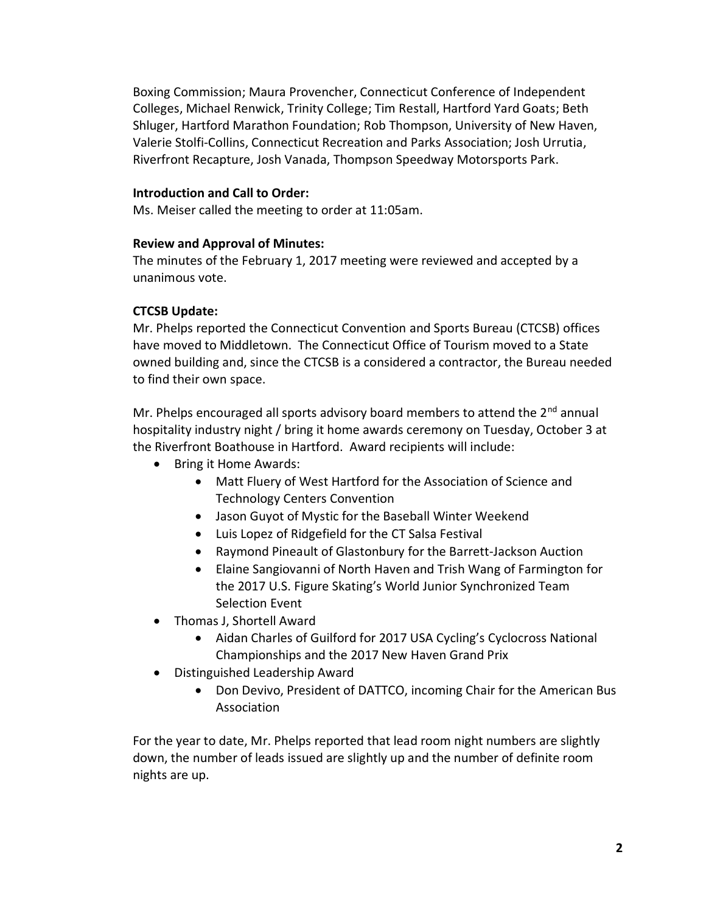Boxing Commission; Maura Provencher, Connecticut Conference of Independent Colleges, Michael Renwick, Trinity College; Tim Restall, Hartford Yard Goats; Beth Shluger, Hartford Marathon Foundation; Rob Thompson, University of New Haven, Valerie Stolfi-Collins, Connecticut Recreation and Parks Association; Josh Urrutia, Riverfront Recapture, Josh Vanada, Thompson Speedway Motorsports Park.

**Introduction and Call to Order:**
Ms. Meiser called the meeting to order at 11:05am.

**Review and Approval of Minutes:**
The minutes of the February 1, 2017 meeting were reviewed and accepted by a unanimous vote.

**CTCSB Update:**
Mr. Phelps reported the Connecticut Convention and Sports Bureau (CTCSB) offices have moved to Middletown. The Connecticut Office of Tourism moved to a State owned building and, since the CTCSB is a considered a contractor, the Bureau needed to find their own space.

Mr. Phelps encouraged all sports advisory board members to attend the 2nd annual hospitality industry night / bring it home awards ceremony on Tuesday, October 3 at the Riverfront Boathouse in Hartford. Award recipients will include:

- Bring it Home Awards:
  - Matt Fluery of West Hartford for the Association of Science and Technology Centers Convention
  - Jason Guyot of Mystic for the Baseball Winter Weekend
  - Luis Lopez of Ridgefield for the CT Salsa Festival
  - Raymond Pineault of Glastonbury for the Barrett-Jackson Auction
  - Elaine Sangiovanni of North Haven and Trish Wang of Farmington for the 2017 U.S. Figure Skating's World Junior Synchronized Team Selection Event
- Thomas J, Shortell Award
  - Aidan Charles of Guilford for 2017 USA Cycling's Cyclocross National Championships and the 2017 New Haven Grand Prix
- Distinguished Leadership Award
  - Don Devivo, President of DATTCO, incoming Chair for the American Bus Association

For the year to date, Mr. Phelps reported that lead room night numbers are slightly down, the number of leads issued are slightly up and the number of definite room nights are up.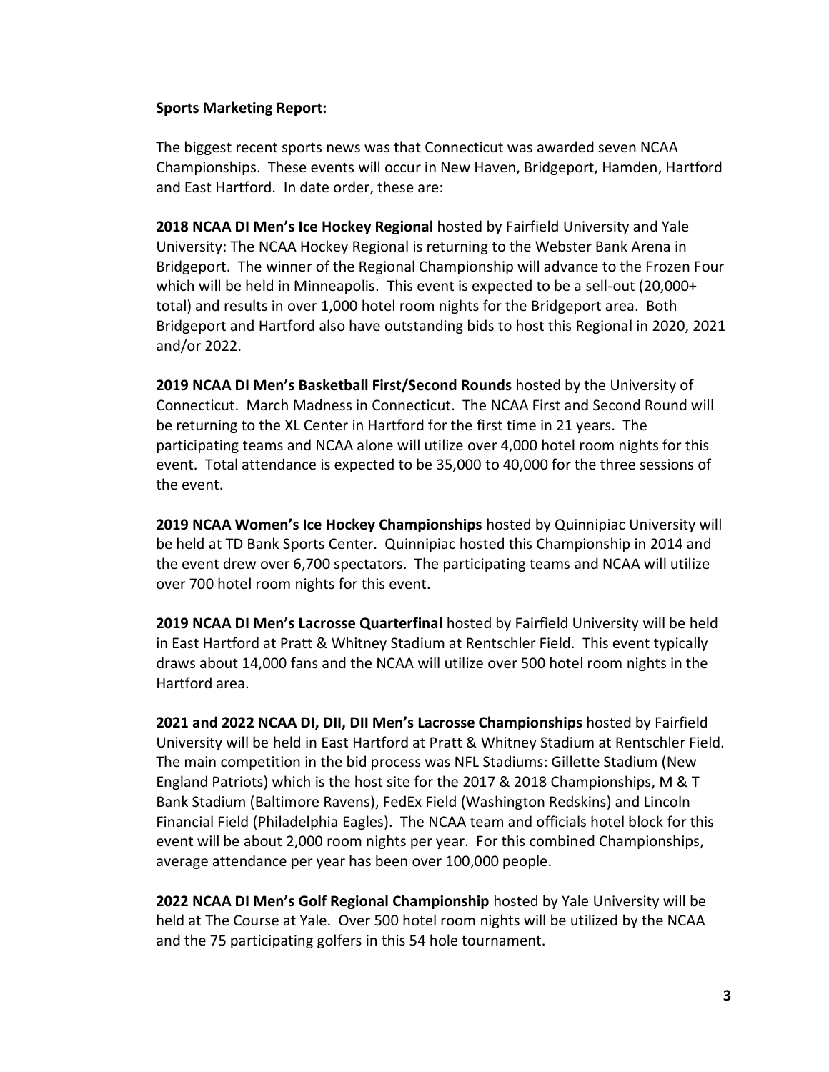**Sports Marketing Report:**

The biggest recent sports news was that Connecticut was awarded seven NCAA Championships. These events will occur in New Haven, Bridgeport, Hamden, Hartford and East Hartford. In date order, these are:

**2018 NCAA DI Men's Ice Hockey Regional** hosted by Fairfield University and Yale University: The NCAA Hockey Regional is returning to the Webster Bank Arena in Bridgeport. The winner of the Regional Championship will advance to the Frozen Four which will be held in Minneapolis. This event is expected to be a sell-out (20,000+ total) and results in over 1,000 hotel room nights for the Bridgeport area. Both Bridgeport and Hartford also have outstanding bids to host this Regional in 2020, 2021 and/or 2022.

**2019 NCAA DI Men's Basketball First/Second Rounds** hosted by the University of Connecticut. March Madness in Connecticut. The NCAA First and Second Round will be returning to the XL Center in Hartford for the first time in 21 years. The participating teams and NCAA alone will utilize over 4,000 hotel room nights for this event. Total attendance is expected to be 35,000 to 40,000 for the three sessions of the event.

**2019 NCAA Women's Ice Hockey Championships** hosted by Quinnipiac University will be held at TD Bank Sports Center. Quinnipiac hosted this Championship in 2014 and the event drew over 6,700 spectators. The participating teams and NCAA will utilize over 700 hotel room nights for this event.

**2019 NCAA DI Men's Lacrosse Quarterfinal** hosted by Fairfield University will be held in East Hartford at Pratt & Whitney Stadium at Rentschler Field. This event typically draws about 14,000 fans and the NCAA will utilize over 500 hotel room nights in the Hartford area.

**2021 and 2022 NCAA DI, DII, DII Men's Lacrosse Championships** hosted by Fairfield University will be held in East Hartford at Pratt & Whitney Stadium at Rentschler Field. The main competition in the bid process was NFL Stadiums: Gillette Stadium (New England Patriots) which is the host site for the 2017 & 2018 Championships, M & T Bank Stadium (Baltimore Ravens), FedEx Field (Washington Redskins) and Lincoln Financial Field (Philadelphia Eagles). The NCAA team and officials hotel block for this event will be about 2,000 room nights per year. For this combined Championships, average attendance per year has been over 100,000 people.

**2022 NCAA DI Men's Golf Regional Championship** hosted by Yale University will be held at The Course at Yale. Over 500 hotel room nights will be utilized by the NCAA and the 75 participating golfers in this 54 hole tournament.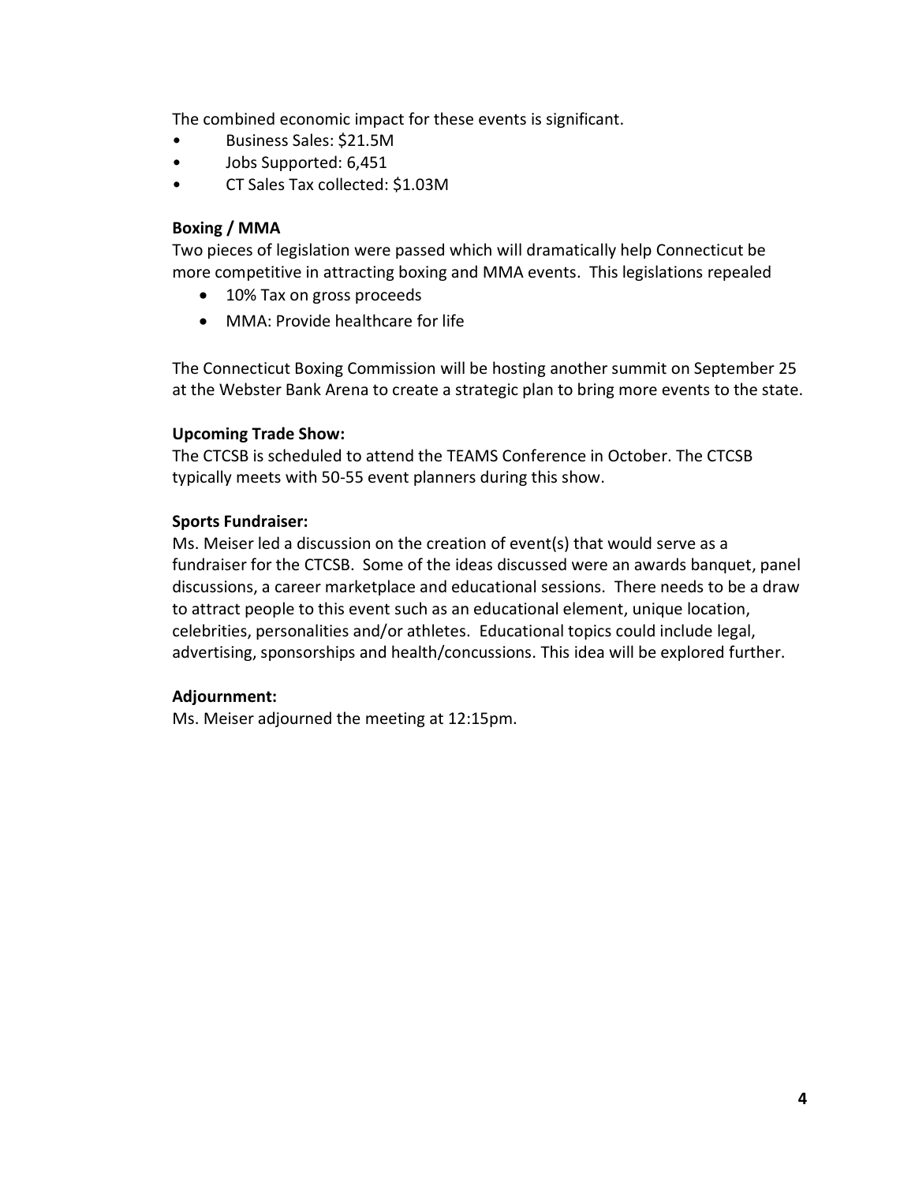The combined economic impact for these events is significant.

- Business Sales: $21.5M
- Jobs Supported: 6,451
- CT Sales Tax collected: $1.03M

**Boxing / MMA**

Two pieces of legislation were passed which will dramatically help Connecticut be more competitive in attracting boxing and MMA events. This legislations repealed

- 10% Tax on gross proceeds
- MMA: Provide healthcare for life

The Connecticut Boxing Commission will be hosting another summit on September 25 at the Webster Bank Arena to create a strategic plan to bring more events to the state.

**Upcoming Trade Show:**

The CTCSB is scheduled to attend the TEAMS Conference in October. The CTCSB typically meets with 50-55 event planners during this show.

**Sports Fundraiser:**

Ms. Meiser led a discussion on the creation of event(s) that would serve as a fundraiser for the CTCSB. Some of the ideas discussed were an awards banquet, panel discussions, a career marketplace and educational sessions. There needs to be a draw to attract people to this event such as an educational element, unique location, celebrities, personalities and/or athletes. Educational topics could include legal, advertising, sponsorships and health/concussions. This idea will be explored further.

**Adjournment:**

Ms. Meiser adjourned the meeting at 12:15pm.